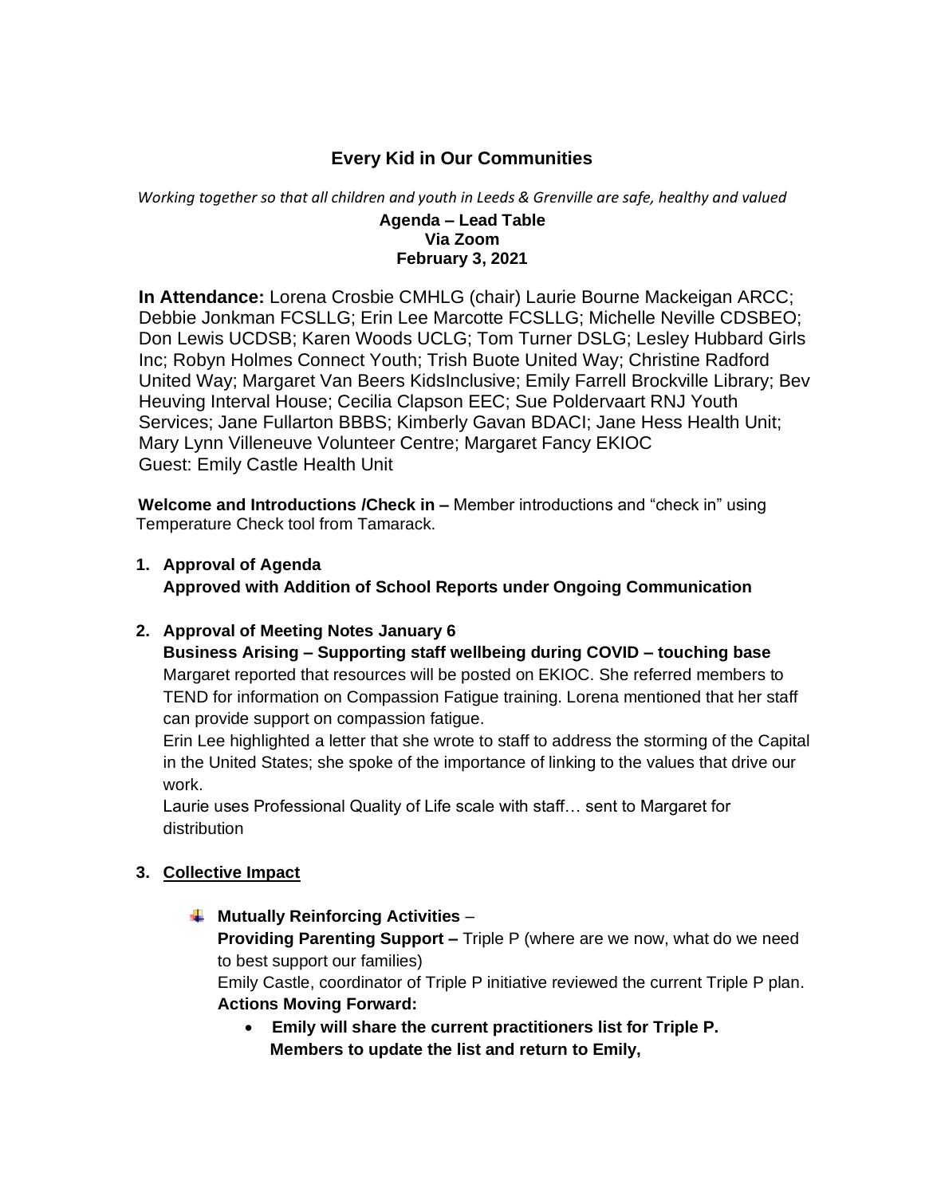# Every Kid in Our Communities

*Working together so that all children and youth in Leeds & Grenville are safe, healthy and valued*

**Agenda – Lead Table**
**Via Zoom**
**February 3, 2021**

**In Attendance:** Lorena Crosbie CMHLG (chair) Laurie Bourne Mackeigan ARCC; Debbie Jonkman FCSLLG; Erin Lee Marcotte FCSLLG; Michelle Neville CDSBEO; Don Lewis UCDSB; Karen Woods UCLG; Tom Turner DSLG; Lesley Hubbard Girls Inc; Robyn Holmes Connect Youth; Trish Buote United Way; Christine Radford United Way; Margaret Van Beers KidsInclusive; Emily Farrell Brockville Library; Bev Heuving Interval House; Cecilia Clapson EEC; Sue Poldervaart RNJ Youth Services; Jane Fullarton BBBS; Kimberly Gavan BDACI; Jane Hess Health Unit; Mary Lynn Villeneuve Volunteer Centre; Margaret Fancy EKIOC
Guest: Emily Castle Health Unit

**Welcome and Introductions /Check in –** Member introductions and "check in" using Temperature Check tool from Tamarack.

1. **Approval of Agenda**
   **Approved with Addition of School Reports under Ongoing Communication**

2. **Approval of Meeting Notes January 6**
   **Business Arising – Supporting staff wellbeing during COVID – touching base**
   Margaret reported that resources will be posted on EKIOC. She referred members to TEND for information on Compassion Fatigue training. Lorena mentioned that her staff can provide support on compassion fatigue.
   Erin Lee highlighted a letter that she wrote to staff to address the storming of the Capital in the United States; she spoke of the importance of linking to the values that drive our work.
   Laurie uses Professional Quality of Life scale with staff… sent to Margaret for distribution

3. <u>**Collective Impact**</u>

   - **Mutually Reinforcing Activities** –
     **Providing Parenting Support –** Triple P (where are we now, what do we need to best support our families)
     Emily Castle, coordinator of Triple P initiative reviewed the current Triple P plan.
     **Actions Moving Forward:**
     - **Emily will share the current practitioners list for Triple P. Members to update the list and return to Emily,**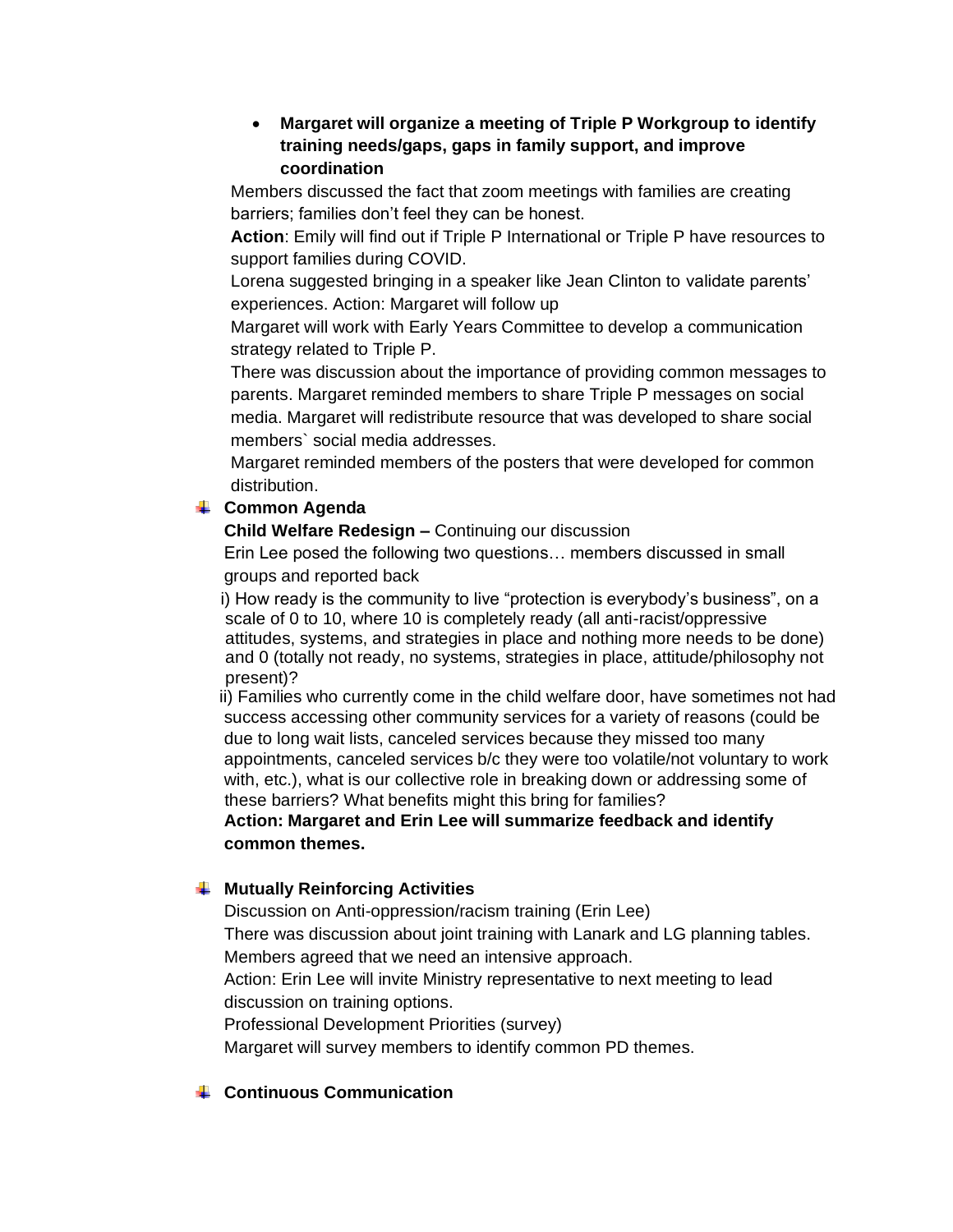- **Margaret will organize a meeting of Triple P Workgroup to identify training needs/gaps, gaps in family support, and improve coordination**

Members discussed the fact that zoom meetings with families are creating barriers; families don't feel they can be honest.

**Action**: Emily will find out if Triple P International or Triple P have resources to support families during COVID.

Lorena suggested bringing in a speaker like Jean Clinton to validate parents' experiences. Action: Margaret will follow up

Margaret will work with Early Years Committee to develop a communication strategy related to Triple P.

There was discussion about the importance of providing common messages to parents. Margaret reminded members to share Triple P messages on social media. Margaret will redistribute resource that was developed to share social members` social media addresses.

Margaret reminded members of the posters that were developed for common distribution.

- **Common Agenda**

**Child Welfare Redesign –** Continuing our discussion

Erin Lee posed the following two questions… members discussed in small groups and reported back

i) How ready is the community to live "protection is everybody's business", on a scale of 0 to 10, where 10 is completely ready (all anti-racist/oppressive attitudes, systems, and strategies in place and nothing more needs to be done) and 0 (totally not ready, no systems, strategies in place, attitude/philosophy not present)?

ii) Families who currently come in the child welfare door, have sometimes not had success accessing other community services for a variety of reasons (could be due to long wait lists, canceled services because they missed too many appointments, canceled services b/c they were too volatile/not voluntary to work with, etc.), what is our collective role in breaking down or addressing some of these barriers? What benefits might this bring for families?

**Action: Margaret and Erin Lee will summarize feedback and identify common themes.**

- **Mutually Reinforcing Activities**

Discussion on Anti-oppression/racism training (Erin Lee)

There was discussion about joint training with Lanark and LG planning tables. Members agreed that we need an intensive approach.

Action: Erin Lee will invite Ministry representative to next meeting to lead discussion on training options.

Professional Development Priorities (survey)

Margaret will survey members to identify common PD themes.

- **Continuous Communication**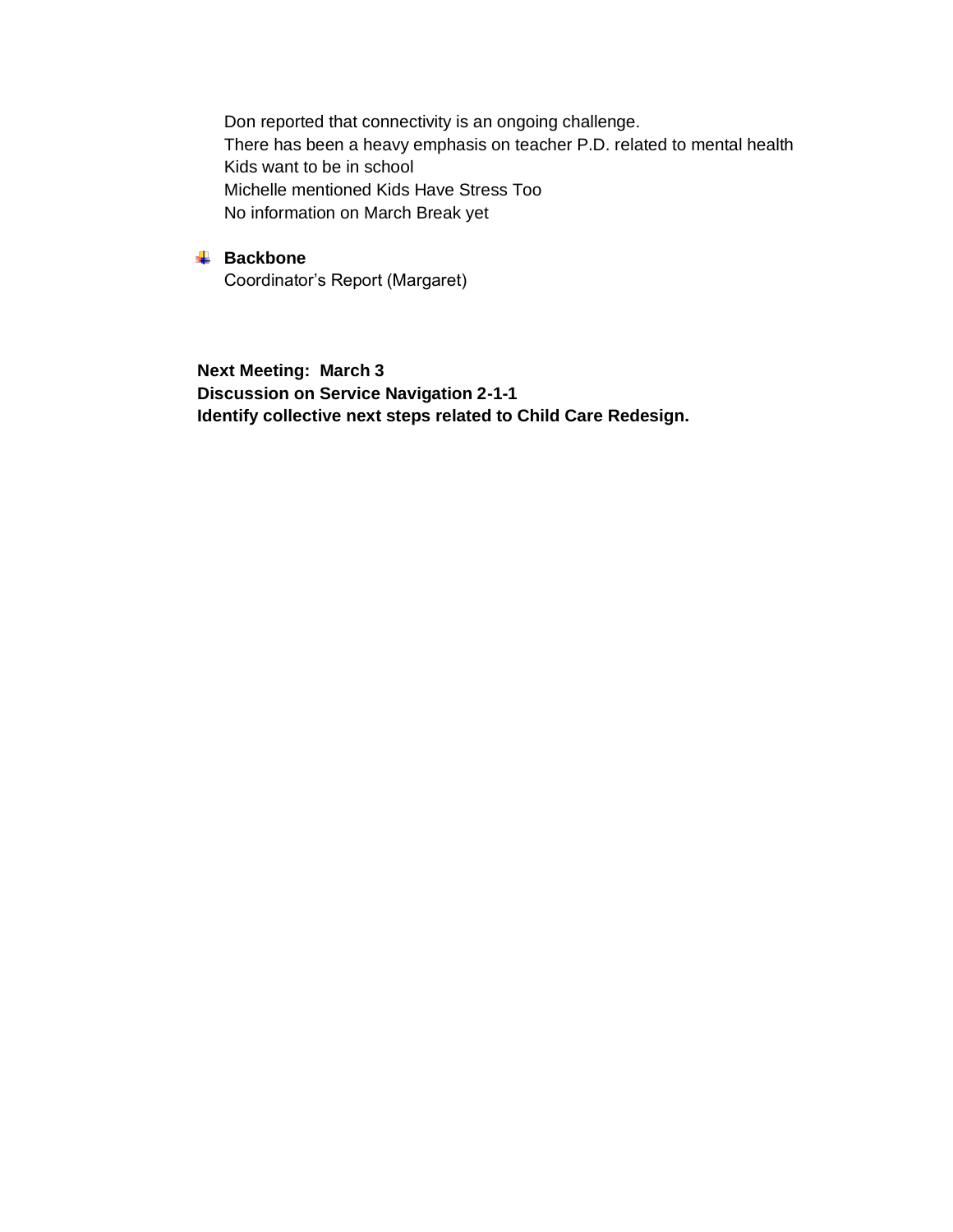Don reported that connectivity is an ongoing challenge.
There has been a heavy emphasis on teacher P.D. related to mental health
Kids want to be in school
Michelle mentioned Kids Have Stress Too
No information on March Break yet

- **Backbone**
  Coordinator's Report (Margaret)

**Next Meeting: March 3**
**Discussion on Service Navigation 2-1-1**
**Identify collective next steps related to Child Care Redesign.**